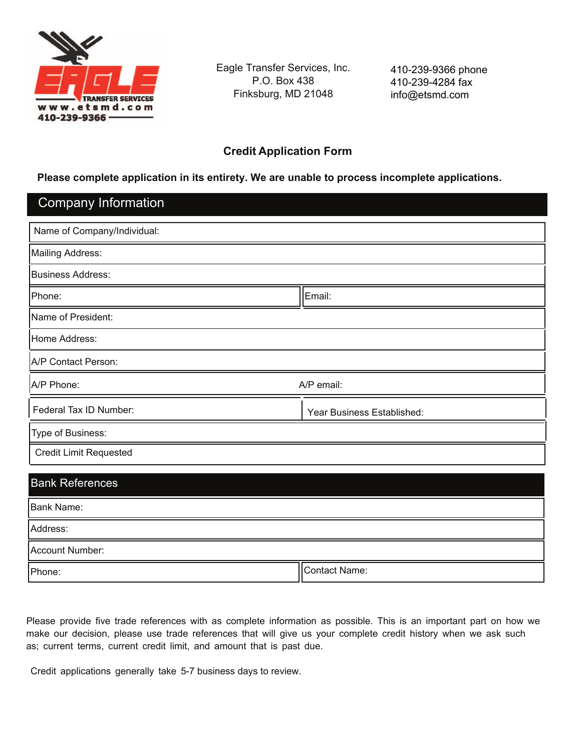EAGLE TRANSFER SERVICES
www.etsmd.com
410-239-9366

Eagle Transfer Services, Inc.
P.O. Box 438
Finksburg, MD 21048

410-239-9366 phone
410-239-4284 fax
info@etsmd.com

# Credit Application Form

**Please complete application in its entirety. We are unable to process incomplete applications.**

## Company Information

| | |
|---|---|
| Name of Company/Individual: | |
| Mailing Address: | |
| Business Address: | |
| Phone: | Email: |
| Name of President: | |
| Home Address: | |
| A/P Contact Person: | |
| A/P Phone: | A/P email: |
| Federal Tax ID Number: | Year Business Established: |
| Type of Business: | |
| Credit Limit Requested | |

## Bank References

| | |
|---|---|
| Bank Name: | |
| Address: | |
| Account Number: | |
| Phone: | Contact Name: |

Please provide five trade references with as complete information as possible. This is an important part on how we make our decision, please use trade references that will give us your complete credit history when we ask such as; current terms, current credit limit, and amount that is past due.

Credit applications generally take 5-7 business days to review.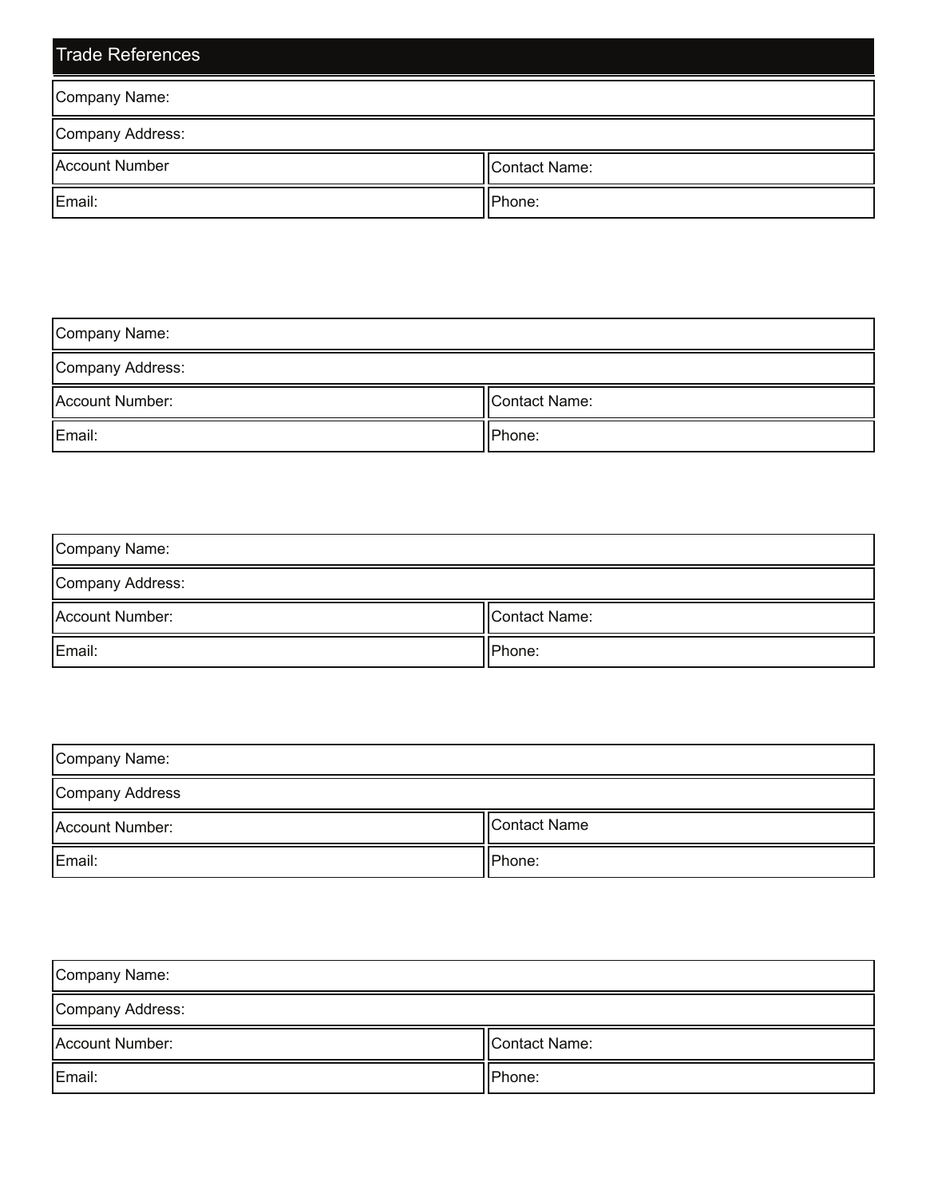## Trade References

| Company Name: | |
|---|---|
| Company Address: | |
| Account Number | Contact Name: |
| Email: | Phone: |

| Company Name: | |
|---|---|
| Company Address: | |
| Account Number: | Contact Name: |
| Email: | Phone: |

| Company Name: | |
|---|---|
| Company Address: | |
| Account Number: | Contact Name: |
| Email: | Phone: |

| Company Name: | |
|---|---|
| Company Address | |
| Account Number: | Contact Name |
| Email: | Phone: |

| Company Name: | |
|---|---|
| Company Address: | |
| Account Number: | Contact Name: |
| Email: | Phone: |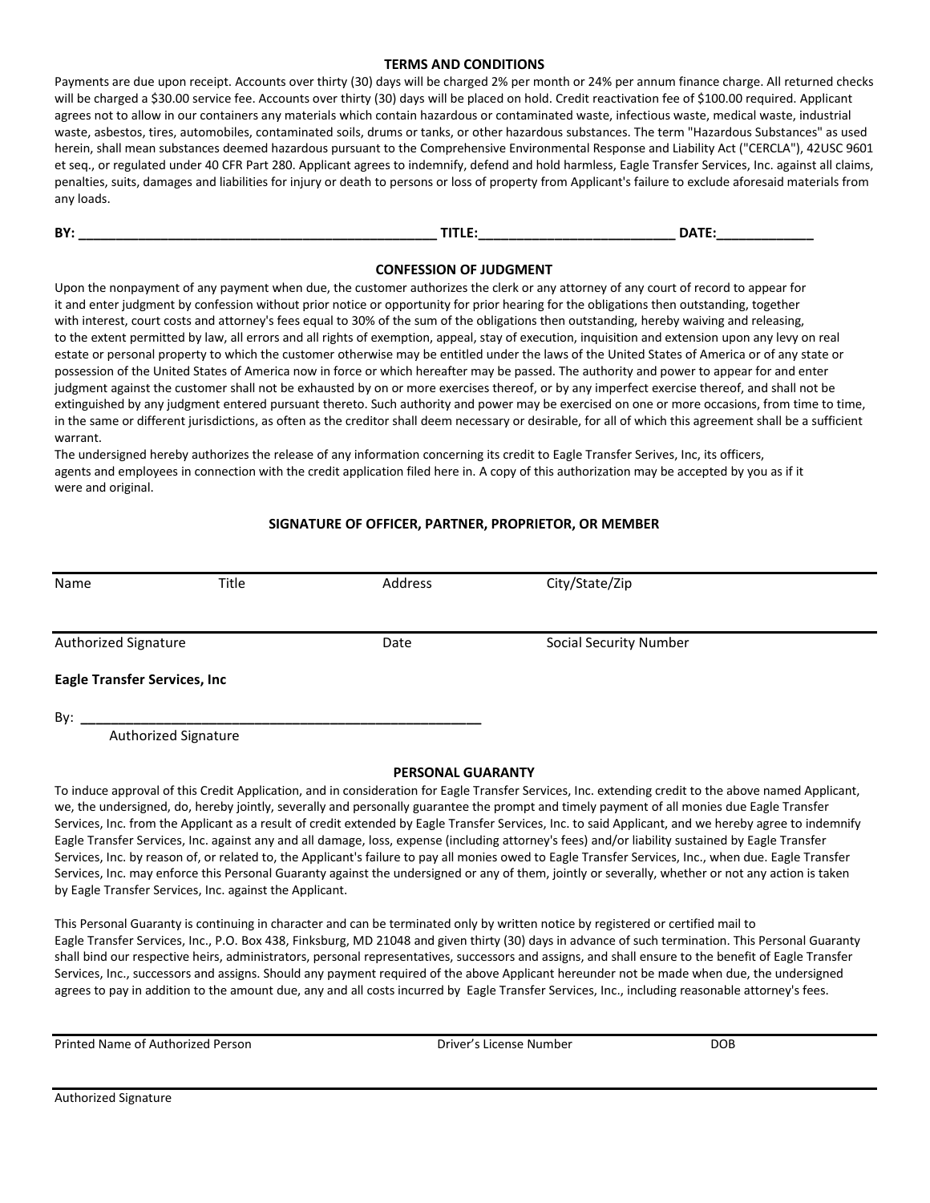## TERMS AND CONDITIONS

Payments are due upon receipt. Accounts over thirty (30) days will be charged 2% per month or 24% per annum finance charge. All returned checks will be charged a $30.00 service fee. Accounts over thirty (30) days will be placed on hold. Credit reactivation fee of $100.00 required. Applicant agrees not to allow in our containers any materials which contain hazardous or contaminated waste, infectious waste, medical waste, industrial waste, asbestos, tires, automobiles, contaminated soils, drums or tanks, or other hazardous substances. The term "Hazardous Substances" as used herein, shall mean substances deemed hazardous pursuant to the Comprehensive Environmental Response and Liability Act ("CERCLA"), 42USC 9601 et seq., or regulated under 40 CFR Part 280. Applicant agrees to indemnify, defend and hold harmless, Eagle Transfer Services, Inc. against all claims, penalties, suits, damages and liabilities for injury or death to persons or loss of property from Applicant's failure to exclude aforesaid materials from any loads.

**BY: __________________________________________________ TITLE:__________________________ DATE:_____________**

## CONFESSION OF JUDGMENT

Upon the nonpayment of any payment when due, the customer authorizes the clerk or any attorney of any court of record to appear for it and enter judgment by confession without prior notice or opportunity for prior hearing for the obligations then outstanding, together with interest, court costs and attorney's fees equal to 30% of the sum of the obligations then outstanding, hereby waiving and releasing, to the extent permitted by law, all errors and all rights of exemption, appeal, stay of execution, inquisition and extension upon any levy on real estate or personal property to which the customer otherwise may be entitled under the laws of the United States of America or of any state or possession of the United States of America now in force or which hereafter may be passed. The authority and power to appear for and enter judgment against the customer shall not be exhausted by on or more exercises thereof, or by any imperfect exercise thereof, and shall not be extinguished by any judgment entered pursuant thereto. Such authority and power may be exercised on one or more occasions, from time to time, in the same or different jurisdictions, as often as the creditor shall deem necessary or desirable, for all of which this agreement shall be a sufficient warrant.

The undersigned hereby authorizes the release of any information concerning its credit to Eagle Transfer Serives, Inc, its officers, agents and employees in connection with the credit application filed here in. A copy of this authorization may be accepted by you as if it were and original.

### SIGNATURE OF OFFICER, PARTNER, PROPRIETOR, OR MEMBER

Name | Title | Address | City/State/Zip

Authorized Signature | Date | Social Security Number

**Eagle Transfer Services, Inc**

By: ________________________________________________________

Authorized Signature

## PERSONAL GUARANTY

To induce approval of this Credit Application, and in consideration for Eagle Transfer Services, Inc. extending credit to the above named Applicant, we, the undersigned, do, hereby jointly, severally and personally guarantee the prompt and timely payment of all monies due Eagle Transfer Services, Inc. from the Applicant as a result of credit extended by Eagle Transfer Services, Inc. to said Applicant, and we hereby agree to indemnify Eagle Transfer Services, Inc. against any and all damage, loss, expense (including attorney's fees) and/or liability sustained by Eagle Transfer Services, Inc. by reason of, or related to, the Applicant's failure to pay all monies owed to Eagle Transfer Services, Inc., when due. Eagle Transfer Services, Inc. may enforce this Personal Guaranty against the undersigned or any of them, jointly or severally, whether or not any action is taken by Eagle Transfer Services, Inc. against the Applicant.

This Personal Guaranty is continuing in character and can be terminated only by written notice by registered or certified mail to Eagle Transfer Services, Inc., P.O. Box 438, Finksburg, MD 21048 and given thirty (30) days in advance of such termination. This Personal Guaranty shall bind our respective heirs, administrators, personal representatives, successors and assigns, and shall ensure to the benefit of Eagle Transfer Services, Inc., successors and assigns. Should any payment required of the above Applicant hereunder not be made when due, the undersigned agrees to pay in addition to the amount due, any and all costs incurred by Eagle Transfer Services, Inc., including reasonable attorney's fees.

Printed Name of Authorized Person | Driver's License Number | DOB

Authorized Signature